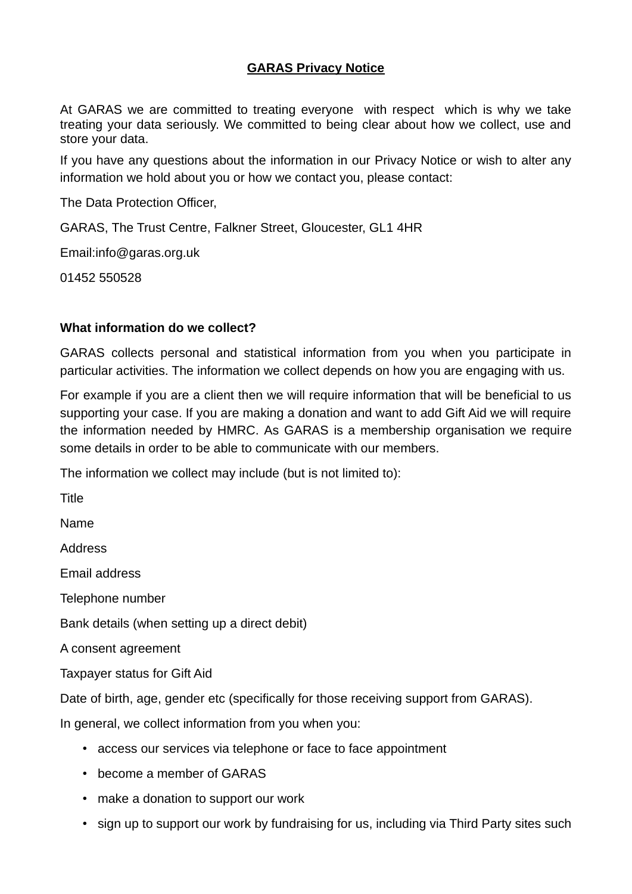# GARAS Privacy Notice

At GARAS we are committed to treating everyone with respect which is why we take treating your data seriously. We committed to being clear about how we collect, use and store your data.

If you have any questions about the information in our Privacy Notice or wish to alter any information we hold about you or how we contact you, please contact:

The Data Protection Officer,

GARAS, The Trust Centre, Falkner Street, Gloucester, GL1 4HR

Email:info@garas.org.uk

01452 550528

**What information do we collect?**

GARAS collects personal and statistical information from you when you participate in particular activities. The information we collect depends on how you are engaging with us.

For example if you are a client then we will require information that will be beneficial to us supporting your case. If you are making a donation and want to add Gift Aid we will require the information needed by HMRC. As GARAS is a membership organisation we require some details in order to be able to communicate with our members.

The information we collect may include (but is not limited to):

Title

Name

Address

Email address

Telephone number

Bank details (when setting up a direct debit)

A consent agreement

Taxpayer status for Gift Aid

Date of birth, age, gender etc (specifically for those receiving support from GARAS).

In general, we collect information from you when you:

- access our services via telephone or face to face appointment
- become a member of GARAS
- make a donation to support our work
- sign up to support our work by fundraising for us, including via Third Party sites such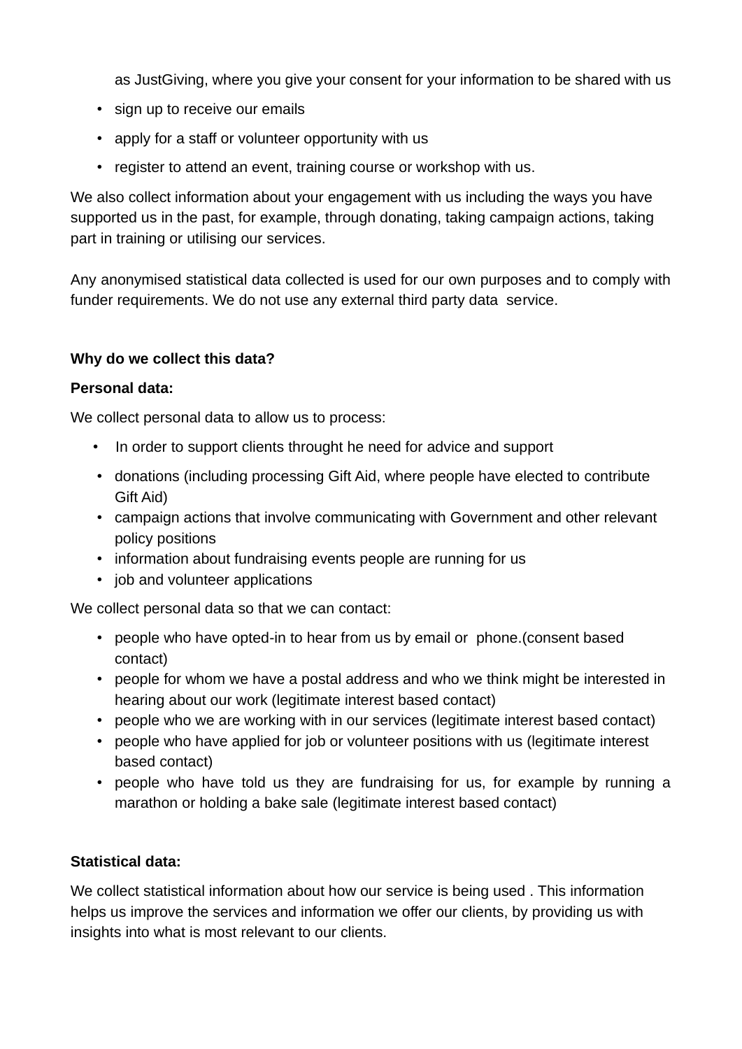as JustGiving, where you give your consent for your information to be shared with us

- sign up to receive our emails
- apply for a staff or volunteer opportunity with us
- register to attend an event, training course or workshop with us.

We also collect information about your engagement with us including the ways you have supported us in the past, for example, through donating, taking campaign actions, taking part in training or utilising our services.

Any anonymised statistical data collected is used for our own purposes and to comply with funder requirements. We do not use any external third party data service.

**Why do we collect this data?**

**Personal data:**

We collect personal data to allow us to process:

- In order to support clients throught he need for advice and support
- donations (including processing Gift Aid, where people have elected to contribute Gift Aid)
- campaign actions that involve communicating with Government and other relevant policy positions
- information about fundraising events people are running for us
- job and volunteer applications

We collect personal data so that we can contact:

- people who have opted-in to hear from us by email or phone.(consent based contact)
- people for whom we have a postal address and who we think might be interested in hearing about our work (legitimate interest based contact)
- people who we are working with in our services (legitimate interest based contact)
- people who have applied for job or volunteer positions with us (legitimate interest based contact)
- people who have told us they are fundraising for us, for example by running a marathon or holding a bake sale (legitimate interest based contact)

**Statistical data:**

We collect statistical information about how our service is being used . This information helps us improve the services and information we offer our clients, by providing us with insights into what is most relevant to our clients.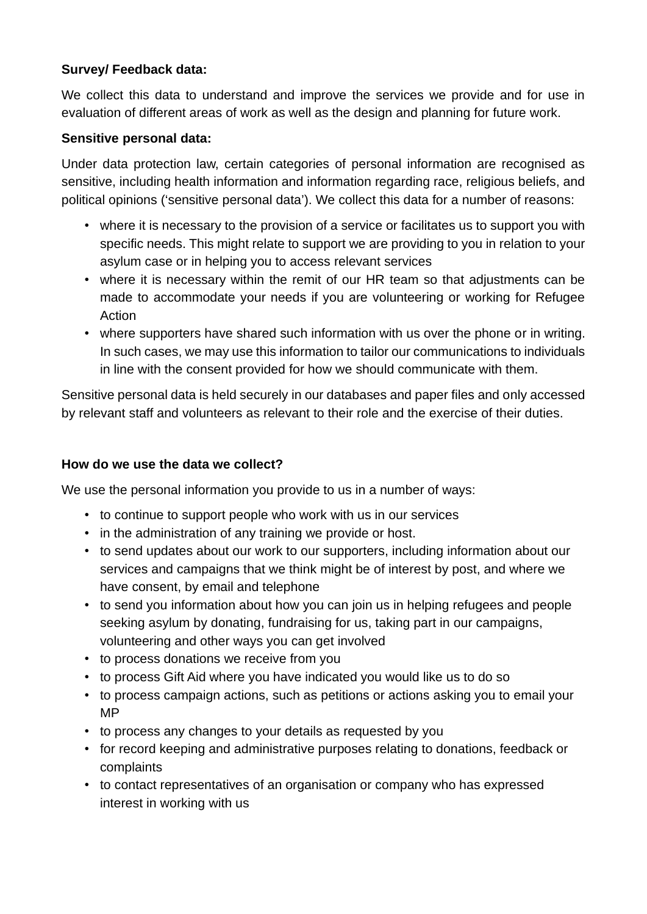**Survey/ Feedback data:**

We collect this data to understand and improve the services we provide and for use in evaluation of different areas of work as well as the design and planning for future work.

**Sensitive personal data:**

Under data protection law, certain categories of personal information are recognised as sensitive, including health information and information regarding race, religious beliefs, and political opinions ('sensitive personal data'). We collect this data for a number of reasons:

- where it is necessary to the provision of a service or facilitates us to support you with specific needs. This might relate to support we are providing to you in relation to your asylum case or in helping you to access relevant services
- where it is necessary within the remit of our HR team so that adjustments can be made to accommodate your needs if you are volunteering or working for Refugee Action
- where supporters have shared such information with us over the phone or in writing. In such cases, we may use this information to tailor our communications to individuals in line with the consent provided for how we should communicate with them.

Sensitive personal data is held securely in our databases and paper files and only accessed by relevant staff and volunteers as relevant to their role and the exercise of their duties.

**How do we use the data we collect?**

We use the personal information you provide to us in a number of ways:

- to continue to support people who work with us in our services
- in the administration of any training we provide or host.
- to send updates about our work to our supporters, including information about our services and campaigns that we think might be of interest by post, and where we have consent, by email and telephone
- to send you information about how you can join us in helping refugees and people seeking asylum by donating, fundraising for us, taking part in our campaigns, volunteering and other ways you can get involved
- to process donations we receive from you
- to process Gift Aid where you have indicated you would like us to do so
- to process campaign actions, such as petitions or actions asking you to email your MP
- to process any changes to your details as requested by you
- for record keeping and administrative purposes relating to donations, feedback or complaints
- to contact representatives of an organisation or company who has expressed interest in working with us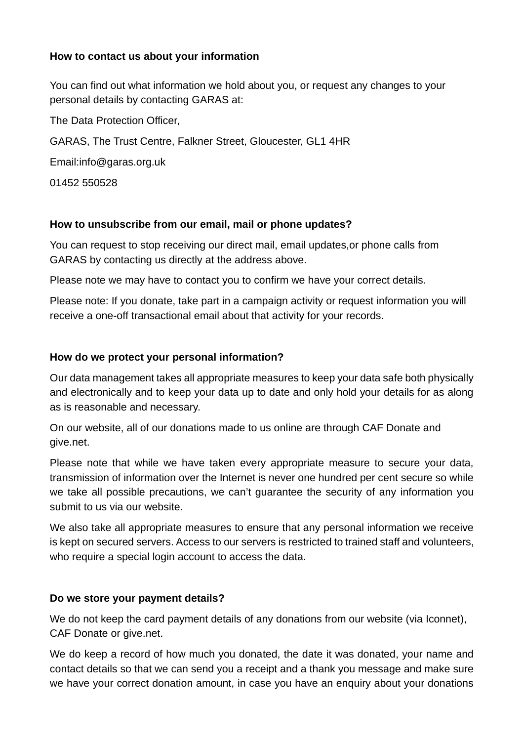**How to contact us about your information**

You can find out what information we hold about you, or request any changes to your personal details by contacting GARAS at:

The Data Protection Officer,

GARAS, The Trust Centre, Falkner Street, Gloucester, GL1 4HR

Email:info@garas.org.uk

01452 550528

**How to unsubscribe from our email, mail or phone updates?**

You can request to stop receiving our direct mail, email updates,or phone calls from GARAS by contacting us directly at the address above.

Please note we may have to contact you to confirm we have your correct details.

Please note: If you donate, take part in a campaign activity or request information you will receive a one-off transactional email about that activity for your records.

**How do we protect your personal information?**

Our data management takes all appropriate measures to keep your data safe both physically and electronically and to keep your data up to date and only hold your details for as along as is reasonable and necessary.

On our website, all of our donations made to us online are through CAF Donate and give.net.

Please note that while we have taken every appropriate measure to secure your data, transmission of information over the Internet is never one hundred per cent secure so while we take all possible precautions, we can't guarantee the security of any information you submit to us via our website.

We also take all appropriate measures to ensure that any personal information we receive is kept on secured servers. Access to our servers is restricted to trained staff and volunteers, who require a special login account to access the data.

**Do we store your payment details?**

We do not keep the card payment details of any donations from our website (via Iconnet), CAF Donate or give.net.

We do keep a record of how much you donated, the date it was donated, your name and contact details so that we can send you a receipt and a thank you message and make sure we have your correct donation amount, in case you have an enquiry about your donations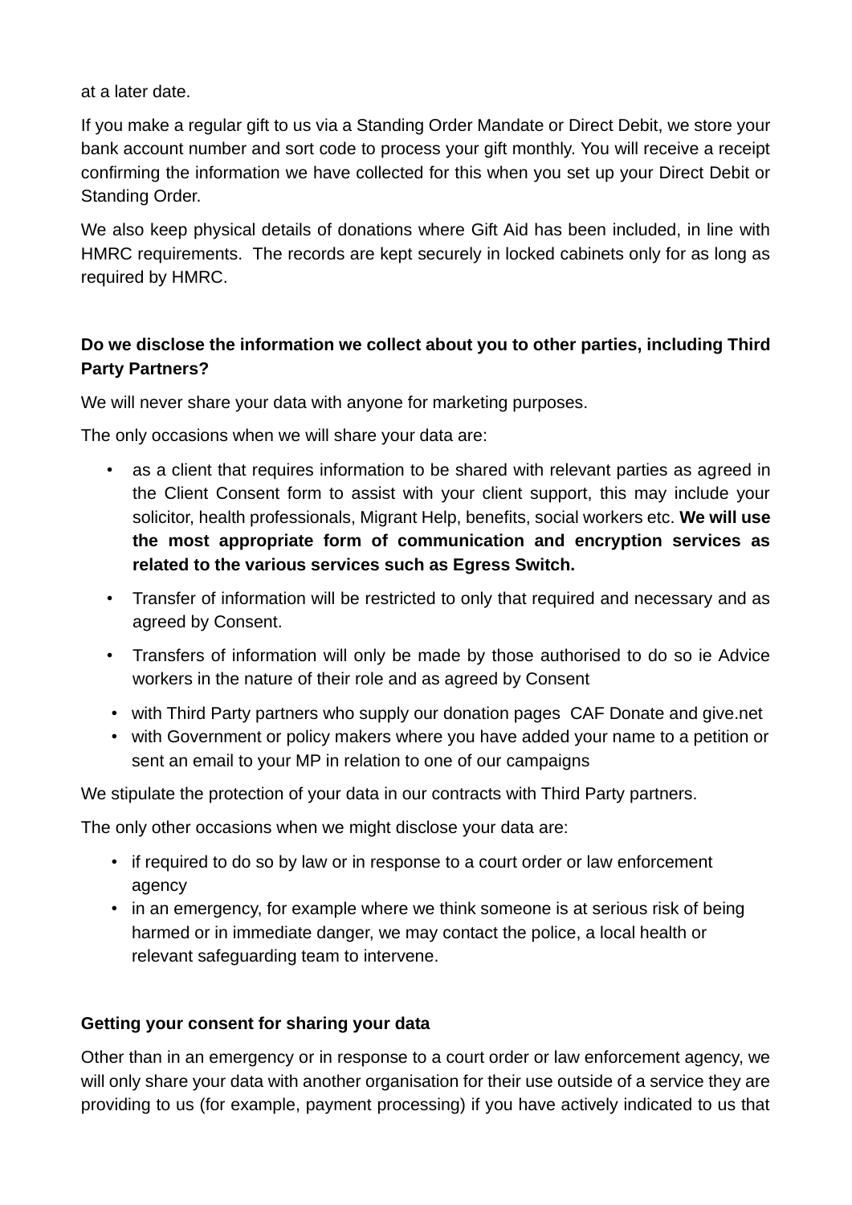at a later date.

If you make a regular gift to us via a Standing Order Mandate or Direct Debit, we store your bank account number and sort code to process your gift monthly. You will receive a receipt confirming the information we have collected for this when you set up your Direct Debit or Standing Order.

We also keep physical details of donations where Gift Aid has been included, in line with HMRC requirements. The records are kept securely in locked cabinets only for as long as required by HMRC.

**Do we disclose the information we collect about you to other parties, including Third Party Partners?**

We will never share your data with anyone for marketing purposes.

The only occasions when we will share your data are:

- as a client that requires information to be shared with relevant parties as agreed in the Client Consent form to assist with your client support, this may include your solicitor, health professionals, Migrant Help, benefits, social workers etc. **We will use the most appropriate form of communication and encryption services as related to the various services such as Egress Switch.**
- Transfer of information will be restricted to only that required and necessary and as agreed by Consent.
- Transfers of information will only be made by those authorised to do so ie Advice workers in the nature of their role and as agreed by Consent
- with Third Party partners who supply our donation pages CAF Donate and give.net
- with Government or policy makers where you have added your name to a petition or sent an email to your MP in relation to one of our campaigns

We stipulate the protection of your data in our contracts with Third Party partners.

The only other occasions when we might disclose your data are:

- if required to do so by law or in response to a court order or law enforcement agency
- in an emergency, for example where we think someone is at serious risk of being harmed or in immediate danger, we may contact the police, a local health or relevant safeguarding team to intervene.

**Getting your consent for sharing your data**

Other than in an emergency or in response to a court order or law enforcement agency, we will only share your data with another organisation for their use outside of a service they are providing to us (for example, payment processing) if you have actively indicated to us that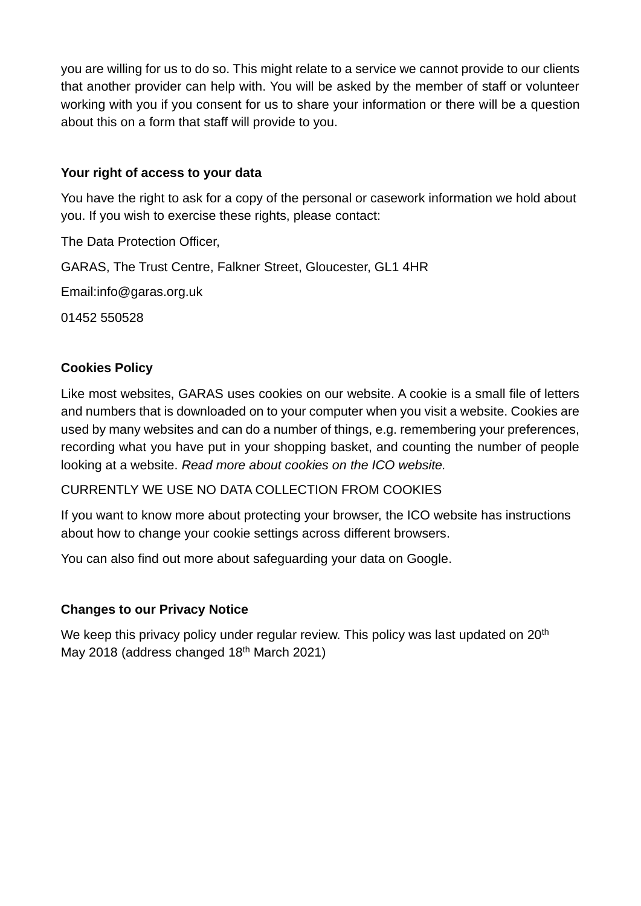you are willing for us to do so. This might relate to a service we cannot provide to our clients that another provider can help with. You will be asked by the member of staff or volunteer working with you if you consent for us to share your information or there will be a question about this on a form that staff will provide to you.

**Your right of access to your data**

You have the right to ask for a copy of the personal or casework information we hold about you. If you wish to exercise these rights, please contact:

The Data Protection Officer,

GARAS, The Trust Centre, Falkner Street, Gloucester, GL1 4HR

Email:info@garas.org.uk

01452 550528

**Cookies Policy**

Like most websites, GARAS uses cookies on our website. A cookie is a small file of letters and numbers that is downloaded on to your computer when you visit a website. Cookies are used by many websites and can do a number of things, e.g. remembering your preferences, recording what you have put in your shopping basket, and counting the number of people looking at a website. *Read more about cookies on the ICO website.*

CURRENTLY WE USE NO DATA COLLECTION FROM COOKIES

If you want to know more about protecting your browser, the ICO website has instructions about how to change your cookie settings across different browsers.

You can also find out more about safeguarding your data on Google.

**Changes to our Privacy Notice**

We keep this privacy policy under regular review. This policy was last updated on 20th May 2018 (address changed 18th March 2021)